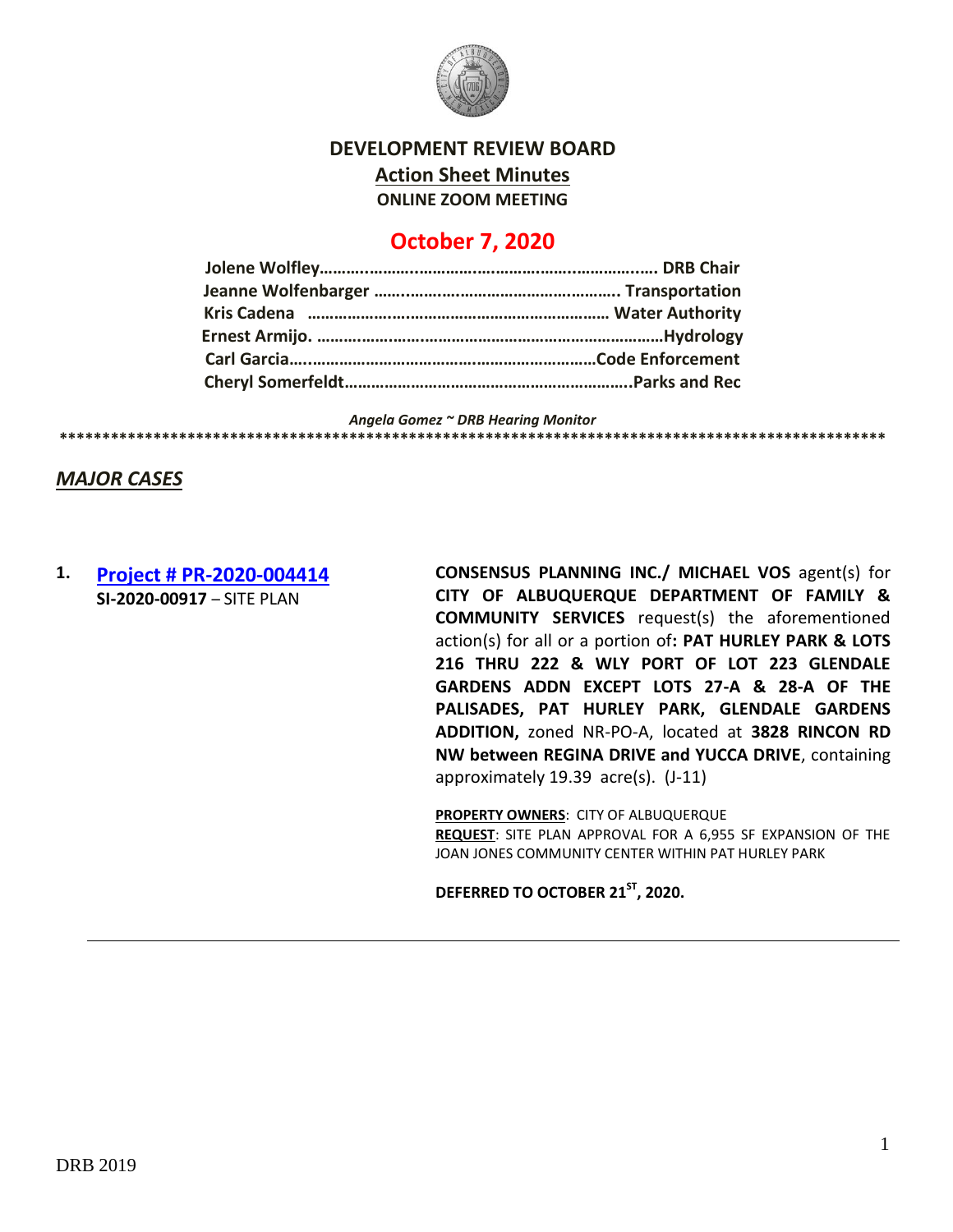# DEVELOPMENT REVIEW BOARD

## Action Sheet Minutes

**ONLINE ZOOM MEETING**

## October 7, 2020

**Jolene Wolfley**……………………………………………………………… **DRB Chair**
**Jeanne Wolfenbarger** ……………………………………………… **Transportation**
**Kris Cadena** …………………………………………………………… **Water Authority**
**Ernest Armijo.** ……………………………………………………………………**Hydrology**
**Carl Garcia**……………………………………………………………**Code Enforcement**
**Cheryl Somerfeldt**………………………………………………………**Parks and Rec**

*Angela Gomez ~ DRB Hearing Monitor*

****************************************************************************************************

## *MAJOR CASES*

**1. Project # PR-2020-004414**
**SI-2020-00917** – SITE PLAN

**CONSENSUS PLANNING INC./ MICHAEL VOS** agent(s) for **CITY OF ALBUQUERQUE DEPARTMENT OF FAMILY & COMMUNITY SERVICES** request(s) the aforementioned action(s) for all or a portion of**: PAT HURLEY PARK & LOTS 216 THRU 222 & WLY PORT OF LOT 223 GLENDALE GARDENS ADDN EXCEPT LOTS 27-A & 28-A OF THE PALISADES, PAT HURLEY PARK, GLENDALE GARDENS ADDITION,** zoned NR-PO-A, located at **3828 RINCON RD NW between REGINA DRIVE and YUCCA DRIVE**, containing approximately 19.39 acre(s). (J-11)

**PROPERTY OWNERS**: CITY OF ALBUQUERQUE
**REQUEST**: SITE PLAN APPROVAL FOR A 6,955 SF EXPANSION OF THE JOAN JONES COMMUNITY CENTER WITHIN PAT HURLEY PARK

**DEFERRED TO OCTOBER 21ST, 2020.**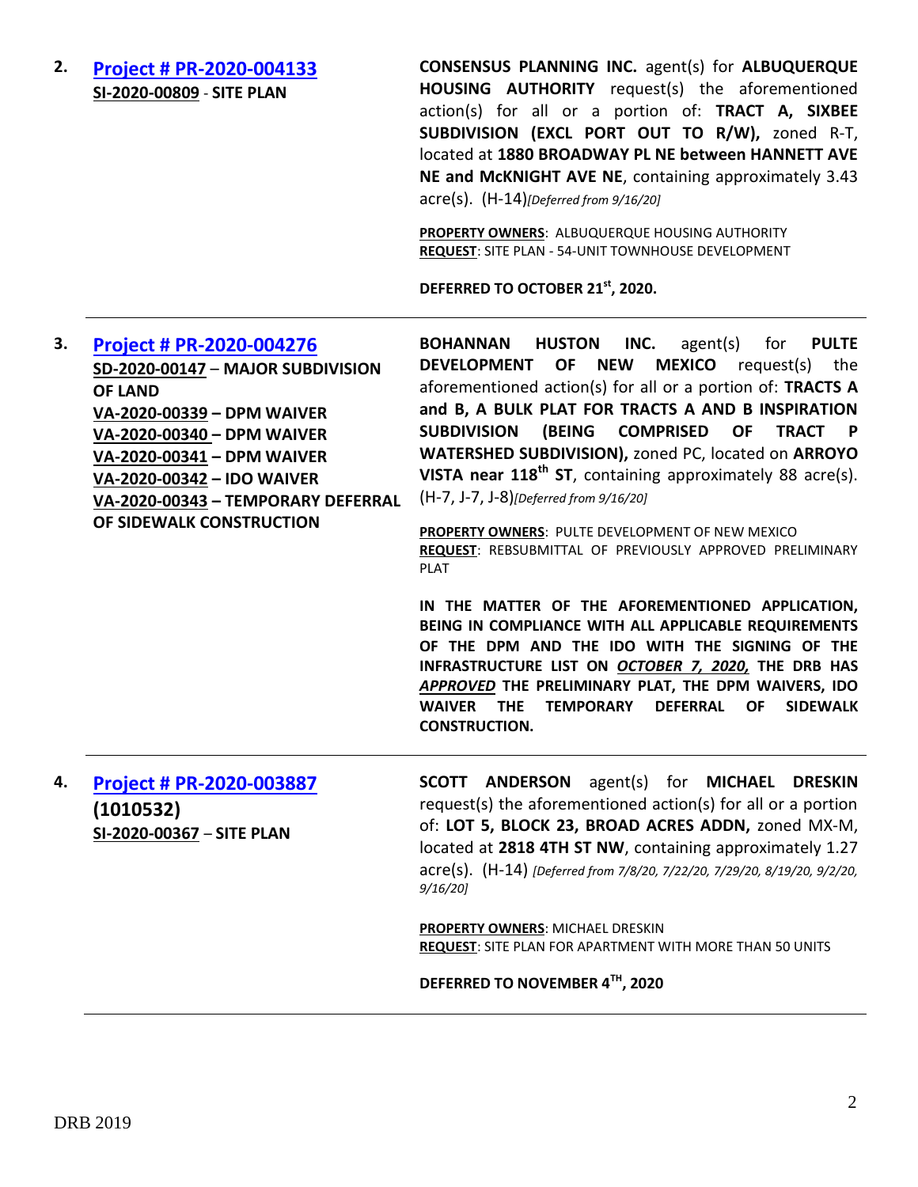2. **[Project # PR-2020-004133](#)**
**SI-2020-00809** - **SITE PLAN**

**CONSENSUS PLANNING INC.** agent(s) for **ALBUQUERQUE HOUSING AUTHORITY** request(s) the aforementioned action(s) for all or a portion of: **TRACT A, SIXBEE SUBDIVISION (EXCL PORT OUT TO R/W),** zoned R-T, located at **1880 BROADWAY PL NE between HANNETT AVE NE and McKNIGHT AVE NE**, containing approximately 3.43 acre(s). (H-14)*[Deferred from 9/16/20]*

**PROPERTY OWNERS**: ALBUQUERQUE HOUSING AUTHORITY
**REQUEST**: SITE PLAN - 54-UNIT TOWNHOUSE DEVELOPMENT

**DEFERRED TO OCTOBER 21st, 2020.**

---

3. **[Project # PR-2020-004276](#)**
**SD-2020-00147** – **MAJOR SUBDIVISION OF LAND**
**VA-2020-00339 – DPM WAIVER**
**VA-2020-00340 – DPM WAIVER**
**VA-2020-00341 – DPM WAIVER**
**VA-2020-00342 – IDO WAIVER**
**VA-2020-00343 – TEMPORARY DEFERRAL OF SIDEWALK CONSTRUCTION**

**BOHANNAN HUSTON INC.** agent(s) for **PULTE DEVELOPMENT OF NEW MEXICO** request(s) the aforementioned action(s) for all or a portion of: **TRACTS A and B, A BULK PLAT FOR TRACTS A AND B INSPIRATION SUBDIVISION (BEING COMPRISED OF TRACT P WATERSHED SUBDIVISION),** zoned PC, located on **ARROYO VISTA near 118th ST**, containing approximately 88 acre(s). (H-7, J-7, J-8)*[Deferred from 9/16/20]*

**PROPERTY OWNERS**: PULTE DEVELOPMENT OF NEW MEXICO
**REQUEST**: REBSUBMITTAL OF PREVIOUSLY APPROVED PRELIMINARY PLAT

**IN THE MATTER OF THE AFOREMENTIONED APPLICATION, BEING IN COMPLIANCE WITH ALL APPLICABLE REQUIREMENTS OF THE DPM AND THE IDO WITH THE SIGNING OF THE INFRASTRUCTURE LIST ON *OCTOBER 7, 2020,* THE DRB HAS *APPROVED* THE PRELIMINARY PLAT, THE DPM WAIVERS, IDO WAIVER THE TEMPORARY DEFERRAL OF SIDEWALK CONSTRUCTION.**

---

4. **[Project # PR-2020-003887](#)**
**(1010532)**
**SI-2020-00367** – **SITE PLAN**

**SCOTT ANDERSON** agent(s) for **MICHAEL DRESKIN** request(s) the aforementioned action(s) for all or a portion of: **LOT 5, BLOCK 23, BROAD ACRES ADDN,** zoned MX-M, located at **2818 4TH ST NW**, containing approximately 1.27 acre(s). (H-14) *[Deferred from 7/8/20, 7/22/20, 7/29/20, 8/19/20, 9/2/20, 9/16/20]*

**PROPERTY OWNERS**: MICHAEL DRESKIN
**REQUEST**: SITE PLAN FOR APARTMENT WITH MORE THAN 50 UNITS

**DEFERRED TO NOVEMBER 4TH, 2020**

---

DRB 2019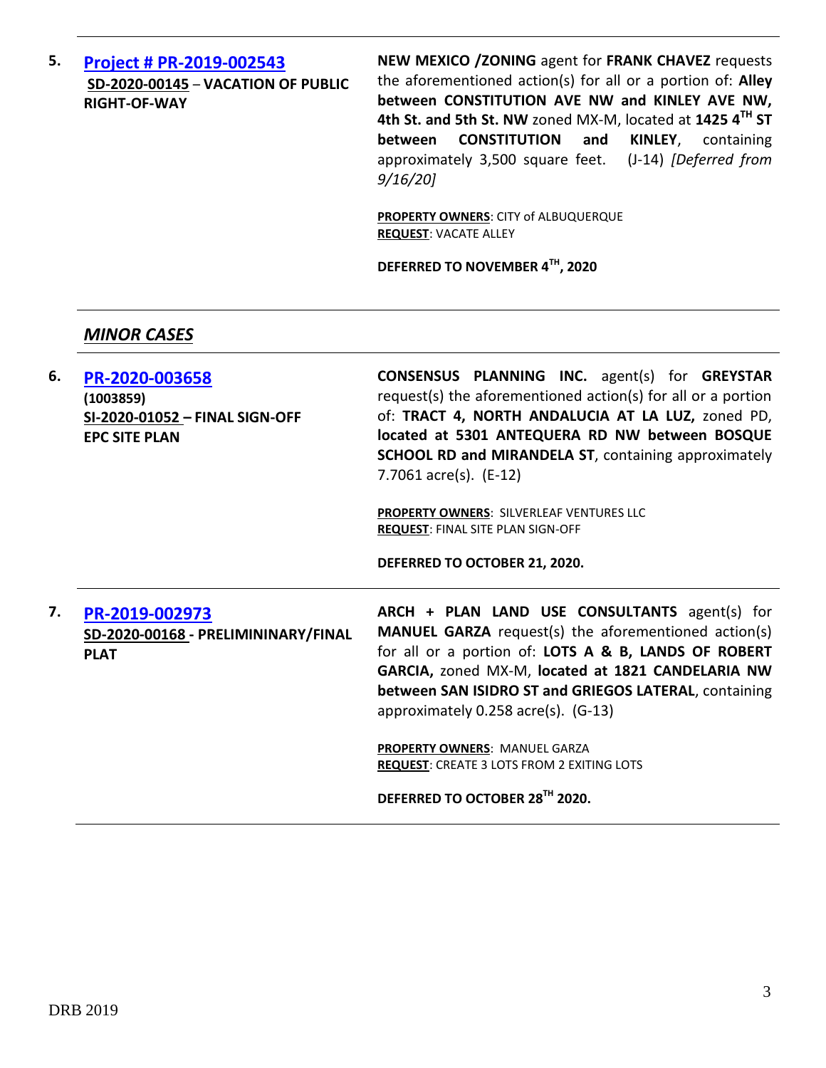5. **[Project # PR-2019-002543](#)**
**SD-2020-00145** – **VACATION OF PUBLIC RIGHT-OF-WAY**

**NEW MEXICO /ZONING** agent for **FRANK CHAVEZ** requests the aforementioned action(s) for all or a portion of: **Alley between CONSTITUTION AVE NW and KINLEY AVE NW, 4th St. and 5th St. NW** zoned MX-M, located at **1425 4TH ST between CONSTITUTION and KINLEY**, containing approximately 3,500 square feet. (J-14) *[Deferred from 9/16/20]*

**PROPERTY OWNERS**: CITY of ALBUQUERQUE
**REQUEST**: VACATE ALLEY

**DEFERRED TO NOVEMBER 4TH, 2020**

---

## *MINOR CASES*

---

6. **[PR-2020-003658](#)**
**(1003859)**
**SI-2020-01052 – FINAL SIGN-OFF EPC SITE PLAN**

**CONSENSUS PLANNING INC.** agent(s) for **GREYSTAR** request(s) the aforementioned action(s) for all or a portion of: **TRACT 4, NORTH ANDALUCIA AT LA LUZ,** zoned PD, **located at 5301 ANTEQUERA RD NW between BOSQUE SCHOOL RD and MIRANDELA ST**, containing approximately 7.7061 acre(s). (E-12)

**PROPERTY OWNERS**: SILVERLEAF VENTURES LLC
**REQUEST**: FINAL SITE PLAN SIGN-OFF

**DEFERRED TO OCTOBER 21, 2020.**

---

7. **[PR-2019-002973](#)**
**SD-2020-00168 - PRELIMININARY/FINAL PLAT**

**ARCH + PLAN LAND USE CONSULTANTS** agent(s) for **MANUEL GARZA** request(s) the aforementioned action(s) for all or a portion of: **LOTS A & B, LANDS OF ROBERT GARCIA,** zoned MX-M, **located at 1821 CANDELARIA NW between SAN ISIDRO ST and GRIEGOS LATERAL**, containing approximately 0.258 acre(s). (G-13)

**PROPERTY OWNERS**: MANUEL GARZA
**REQUEST**: CREATE 3 LOTS FROM 2 EXITING LOTS

**DEFERRED TO OCTOBER 28TH 2020.**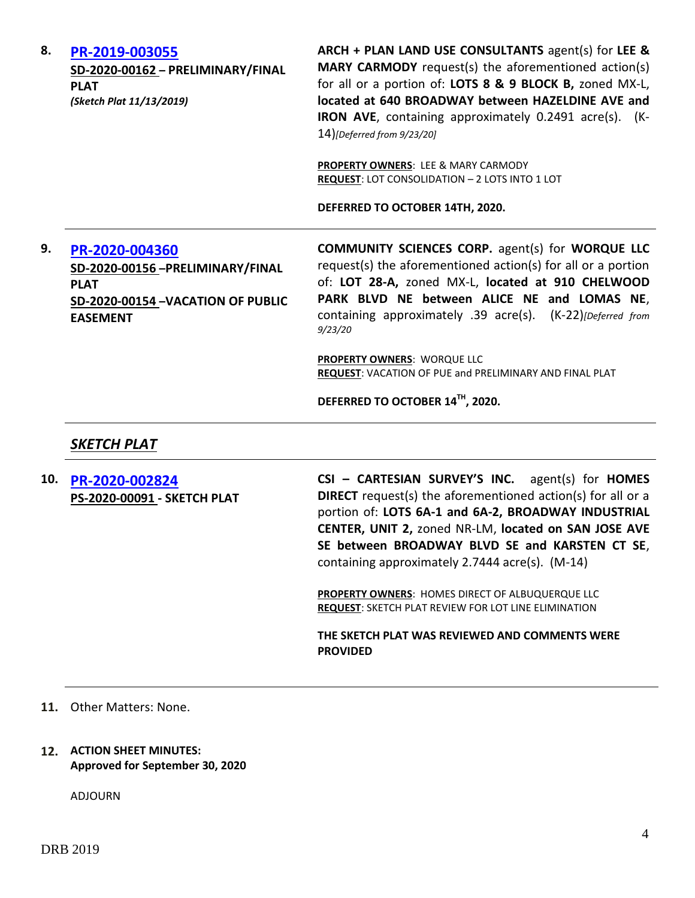| | | |
|---|---|---|
| **8.** | **PR-2019-003055**<br>**SD-2020-00162 – PRELIMINARY/FINAL PLAT**<br>***(Sketch Plat 11/13/2019)*** | **ARCH + PLAN LAND USE CONSULTANTS** agent(s) for **LEE & MARY CARMODY** request(s) the aforementioned action(s) for all or a portion of: **LOTS 8 & 9 BLOCK B,** zoned MX-L, **located at 640 BROADWAY between HAZELDINE AVE and IRON AVE**, containing approximately 0.2491 acre(s). (K-14)*[Deferred from 9/23/20]*<br><br>**PROPERTY OWNERS**: LEE & MARY CARMODY<br>**REQUEST**: LOT CONSOLIDATION – 2 LOTS INTO 1 LOT<br><br>**DEFERRED TO OCTOBER 14TH, 2020.** |
| **9.** | **PR-2020-004360**<br>**SD-2020-00156 –PRELIMINARY/FINAL PLAT**<br>**SD-2020-00154 –VACATION OF PUBLIC EASEMENT** | **COMMUNITY SCIENCES CORP.** agent(s) for **WORQUE LLC** request(s) the aforementioned action(s) for all or a portion of: **LOT 28-A,** zoned MX-L, **located at 910 CHELWOOD PARK BLVD NE between ALICE NE and LOMAS NE**, containing approximately .39 acre(s). (K-22)*[Deferred from 9/23/20*<br><br>**PROPERTY OWNERS**: WORQUE LLC<br>**REQUEST**: VACATION OF PUE and PRELIMINARY AND FINAL PLAT<br><br>**DEFERRED TO OCTOBER 14TH, 2020.** |

## ***SKETCH PLAT***

| | | |
|---|---|---|
| **10.** | **PR-2020-002824**<br>**PS-2020-00091 - SKETCH PLAT** | **CSI – CARTESIAN SURVEY'S INC.** agent(s) for **HOMES DIRECT** request(s) the aforementioned action(s) for all or a portion of: **LOTS 6A-1 and 6A-2, BROADWAY INDUSTRIAL CENTER, UNIT 2,** zoned NR-LM, **located on SAN JOSE AVE SE between BROADWAY BLVD SE and KARSTEN CT SE**, containing approximately 2.7444 acre(s). (M-14)<br><br>**PROPERTY OWNERS**: HOMES DIRECT OF ALBUQUERQUE LLC<br>**REQUEST**: SKETCH PLAT REVIEW FOR LOT LINE ELIMINATION<br><br>**THE SKETCH PLAT WAS REVIEWED AND COMMENTS WERE PROVIDED** |

**11.** Other Matters: None.

**12. ACTION SHEET MINUTES:**
**Approved for September 30, 2020**

ADJOURN

DRB 2019